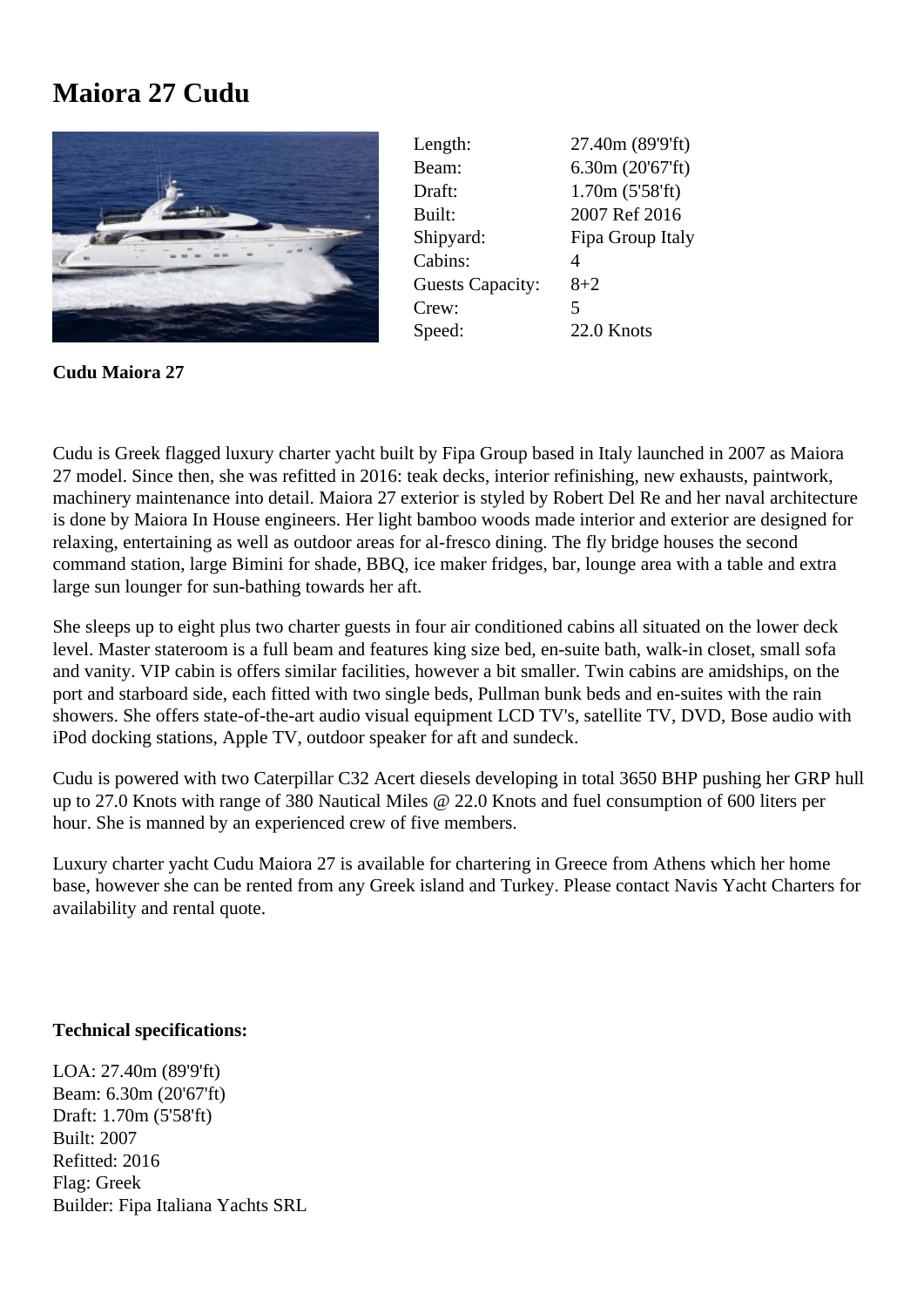# Maiora 27 Cudu

| | |
|---|---|
| Length: | 27.40m (89'9'ft) |
| Beam: | 6.30m (20'67'ft) |
| Draft: | 1.70m (5'58'ft) |
| Built: | 2007 Ref 2016 |
| Shipyard: | Fipa Group Italy |
| Cabins: | 4 |
| Guests Capacity: | 8+2 |
| Crew: | 5 |
| Speed: | 22.0 Knots |

**Cudu Maiora 27**

Cudu is Greek flagged luxury charter yacht built by Fipa Group based in Italy launched in 2007 as Maiora 27 model. Since then, she was refitted in 2016: teak decks, interior refinishing, new exhausts, paintwork, machinery maintenance into detail. Maiora 27 exterior is styled by Robert Del Re and her naval architecture is done by Maiora In House engineers. Her light bamboo woods made interior and exterior are designed for relaxing, entertaining as well as outdoor areas for al-fresco dining. The fly bridge houses the second command station, large Bimini for shade, BBQ, ice maker fridges, bar, lounge area with a table and extra large sun lounger for sun-bathing towards her aft.

She sleeps up to eight plus two charter guests in four air conditioned cabins all situated on the lower deck level. Master stateroom is a full beam and features king size bed, en-suite bath, walk-in closet, small sofa and vanity. VIP cabin is offers similar facilities, however a bit smaller. Twin cabins are amidships, on the port and starboard side, each fitted with two single beds, Pullman bunk beds and en-suites with the rain showers. She offers state-of-the-art audio visual equipment LCD TV's, satellite TV, DVD, Bose audio with iPod docking stations, Apple TV, outdoor speaker for aft and sundeck.

Cudu is powered with two Caterpillar C32 Acert diesels developing in total 3650 BHP pushing her GRP hull up to 27.0 Knots with range of 380 Nautical Miles @ 22.0 Knots and fuel consumption of 600 liters per hour. She is manned by an experienced crew of five members.

Luxury charter yacht Cudu Maiora 27 is available for chartering in Greece from Athens which her home base, however she can be rented from any Greek island and Turkey. Please contact Navis Yacht Charters for availability and rental quote.

**Technical specifications:**

LOA: 27.40m (89'9'ft)
Beam: 6.30m (20'67'ft)
Draft: 1.70m (5'58'ft)
Built: 2007
Refitted: 2016
Flag: Greek
Builder: Fipa Italiana Yachts SRL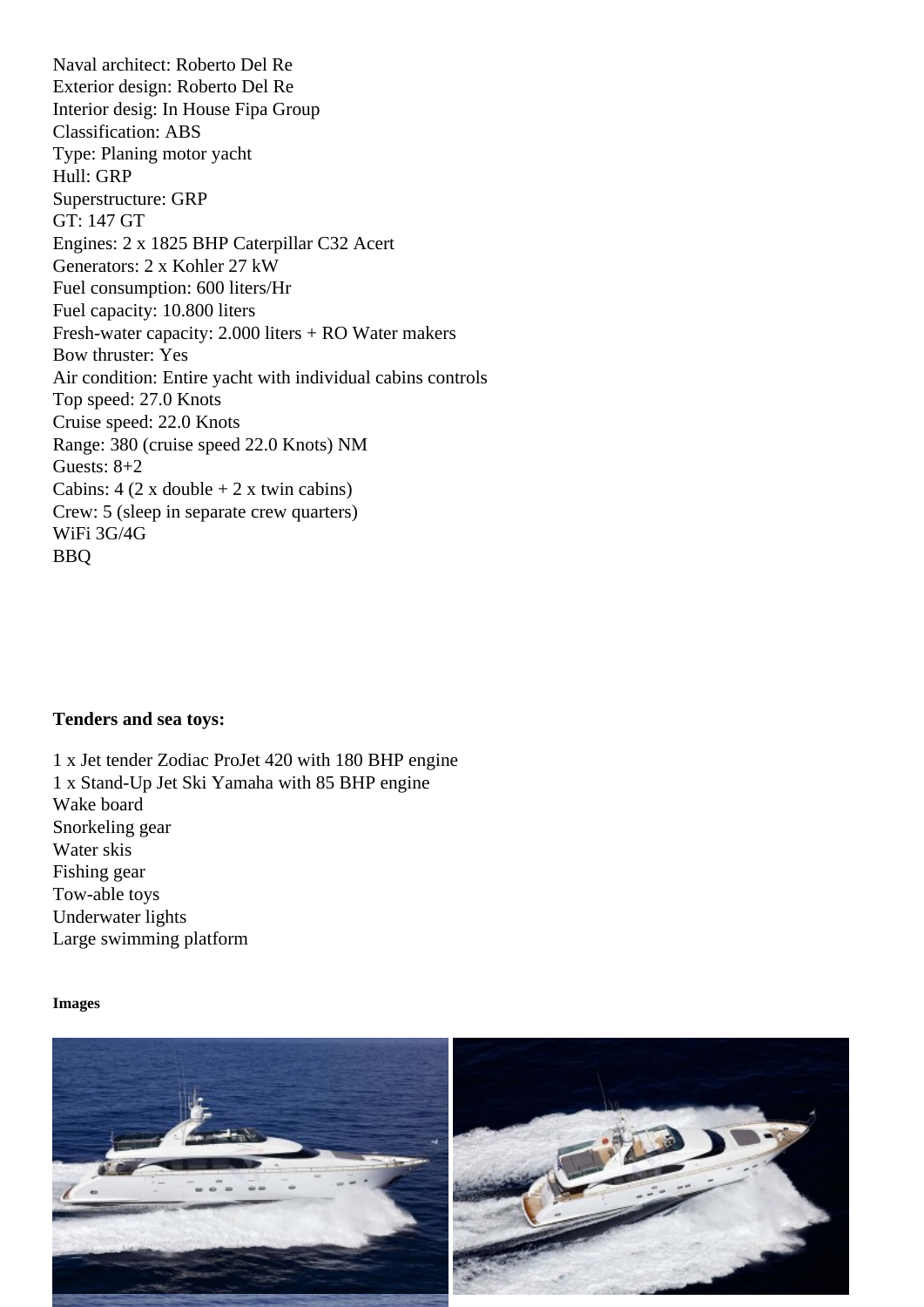Naval architect: Roberto Del Re
Exterior design: Roberto Del Re
Interior desig: In House Fipa Group
Classification: ABS
Type: Planing motor yacht
Hull: GRP
Superstructure: GRP
GT: 147 GT
Engines: 2 x 1825 BHP Caterpillar C32 Acert
Generators: 2 x Kohler 27 kW
Fuel consumption: 600 liters/Hr
Fuel capacity: 10.800 liters
Fresh-water capacity: 2.000 liters + RO Water makers
Bow thruster: Yes
Air condition: Entire yacht with individual cabins controls
Top speed: 27.0 Knots
Cruise speed: 22.0 Knots
Range: 380 (cruise speed 22.0 Knots) NM
Guests: 8+2
Cabins: 4 (2 x double + 2 x twin cabins)
Crew: 5 (sleep in separate crew quarters)
WiFi 3G/4G
BBQ

**Tenders and sea toys:**

1 x Jet tender Zodiac ProJet 420 with 180 BHP engine
1 x Stand-Up Jet Ski Yamaha with 85 BHP engine
Wake board
Snorkeling gear
Water skis
Fishing gear
Tow-able toys
Underwater lights
Large swimming platform

**Images**